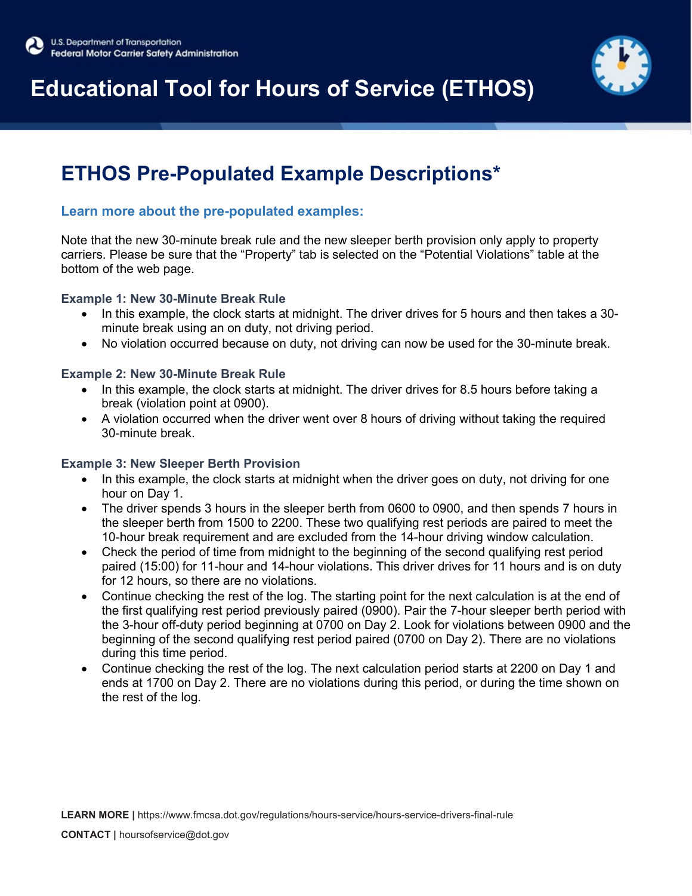U.S. Department of Transportation
Federal Motor Carrier Safety Administration

# Educational Tool for Hours of Service (ETHOS)

## ETHOS Pre-Populated Example Descriptions*

### Learn more about the pre-populated examples:

Note that the new 30-minute break rule and the new sleeper berth provision only apply to property carriers. Please be sure that the "Property" tab is selected on the "Potential Violations" table at the bottom of the web page.

#### Example 1: New 30-Minute Break Rule

- In this example, the clock starts at midnight. The driver drives for 5 hours and then takes a 30-minute break using an on duty, not driving period.
- No violation occurred because on duty, not driving can now be used for the 30-minute break.

#### Example 2: New 30-Minute Break Rule

- In this example, the clock starts at midnight. The driver drives for 8.5 hours before taking a break (violation point at 0900).
- A violation occurred when the driver went over 8 hours of driving without taking the required 30-minute break.

#### Example 3: New Sleeper Berth Provision

- In this example, the clock starts at midnight when the driver goes on duty, not driving for one hour on Day 1.
- The driver spends 3 hours in the sleeper berth from 0600 to 0900, and then spends 7 hours in the sleeper berth from 1500 to 2200. These two qualifying rest periods are paired to meet the 10-hour break requirement and are excluded from the 14-hour driving window calculation.
- Check the period of time from midnight to the beginning of the second qualifying rest period paired (15:00) for 11-hour and 14-hour violations. This driver drives for 11 hours and is on duty for 12 hours, so there are no violations.
- Continue checking the rest of the log. The starting point for the next calculation is at the end of the first qualifying rest period previously paired (0900). Pair the 7-hour sleeper berth period with the 3-hour off-duty period beginning at 0700 on Day 2. Look for violations between 0900 and the beginning of the second qualifying rest period paired (0700 on Day 2). There are no violations during this time period.
- Continue checking the rest of the log. The next calculation period starts at 2200 on Day 1 and ends at 1700 on Day 2. There are no violations during this period, or during the time shown on the rest of the log.

**LEARN MORE |** https://www.fmcsa.dot.gov/regulations/hours-service/hours-service-drivers-final-rule

**CONTACT |** hoursofservice@dot.gov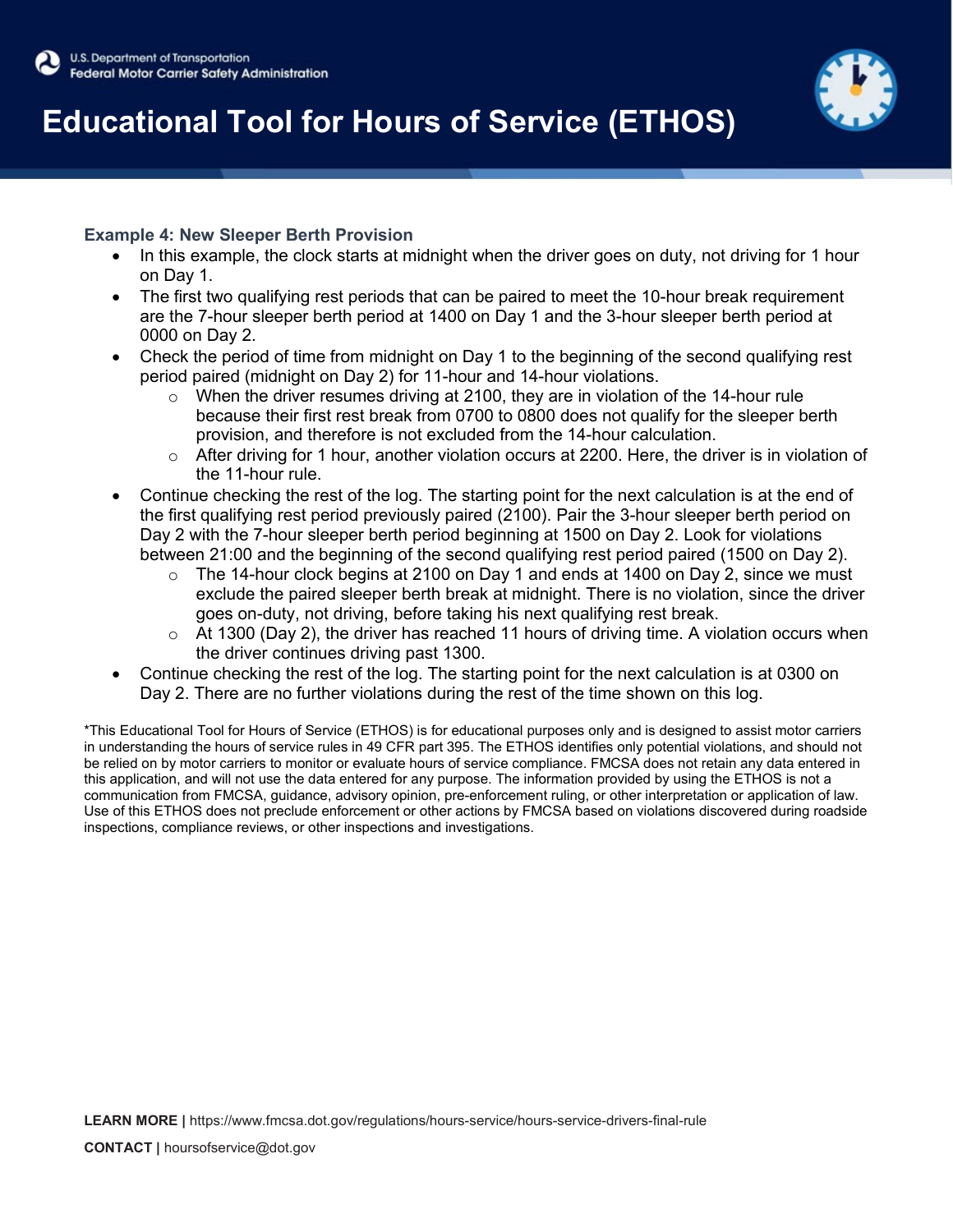### Example 4: New Sleeper Berth Provision

- In this example, the clock starts at midnight when the driver goes on duty, not driving for 1 hour on Day 1.
- The first two qualifying rest periods that can be paired to meet the 10-hour break requirement are the 7-hour sleeper berth period at 1400 on Day 1 and the 3-hour sleeper berth period at 0000 on Day 2.
- Check the period of time from midnight on Day 1 to the beginning of the second qualifying rest period paired (midnight on Day 2) for 11-hour and 14-hour violations.
  - When the driver resumes driving at 2100, they are in violation of the 14-hour rule because their first rest break from 0700 to 0800 does not qualify for the sleeper berth provision, and therefore is not excluded from the 14-hour calculation.
  - After driving for 1 hour, another violation occurs at 2200. Here, the driver is in violation of the 11-hour rule.
- Continue checking the rest of the log. The starting point for the next calculation is at the end of the first qualifying rest period previously paired (2100). Pair the 3-hour sleeper berth period on Day 2 with the 7-hour sleeper berth period beginning at 1500 on Day 2. Look for violations between 21:00 and the beginning of the second qualifying rest period paired (1500 on Day 2).
  - The 14-hour clock begins at 2100 on Day 1 and ends at 1400 on Day 2, since we must exclude the paired sleeper berth break at midnight. There is no violation, since the driver goes on-duty, not driving, before taking his next qualifying rest break.
  - At 1300 (Day 2), the driver has reached 11 hours of driving time. A violation occurs when the driver continues driving past 1300.
- Continue checking the rest of the log. The starting point for the next calculation is at 0300 on Day 2. There are no further violations during the rest of the time shown on this log.

*This Educational Tool for Hours of Service (ETHOS) is for educational purposes only and is designed to assist motor carriers in understanding the hours of service rules in 49 CFR part 395. The ETHOS identifies only potential violations, and should not be relied on by motor carriers to monitor or evaluate hours of service compliance. FMCSA does not retain any data entered in this application, and will not use the data entered for any purpose. The information provided by using the ETHOS is not a communication from FMCSA, guidance, advisory opinion, pre-enforcement ruling, or other interpretation or application of law. Use of this ETHOS does not preclude enforcement or other actions by FMCSA based on violations discovered during roadside inspections, compliance reviews, or other inspections and investigations.

**LEARN MORE |** https://www.fmcsa.dot.gov/regulations/hours-service/hours-service-drivers-final-rule

**CONTACT |** hoursofservice@dot.gov